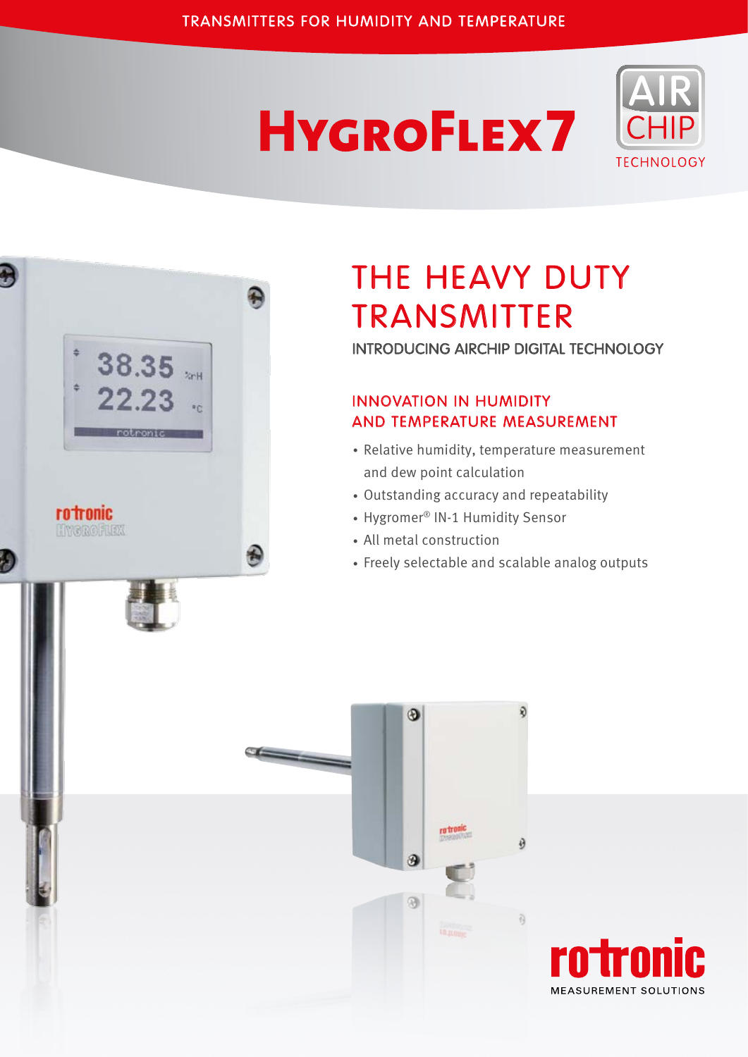TRANSMITTERS FOR HUMIDITY AND TEMPERATURE

# HygroFlex7

AIR CHIP TECHNOLOGY

## THE HEAVY DUTY TRANSMITTER

INTRODUCING AIRCHIP DIGITAL TECHNOLOGY

### INNOVATION IN HUMIDITY AND TEMPERATURE MEASUREMENT

- Relative humidity, temperature measurement and dew point calculation
- Outstanding accuracy and repeatability
- Hygromer® IN-1 Humidity Sensor
- All metal construction
- Freely selectable and scalable analog outputs

rotronic
MEASUREMENT SOLUTIONS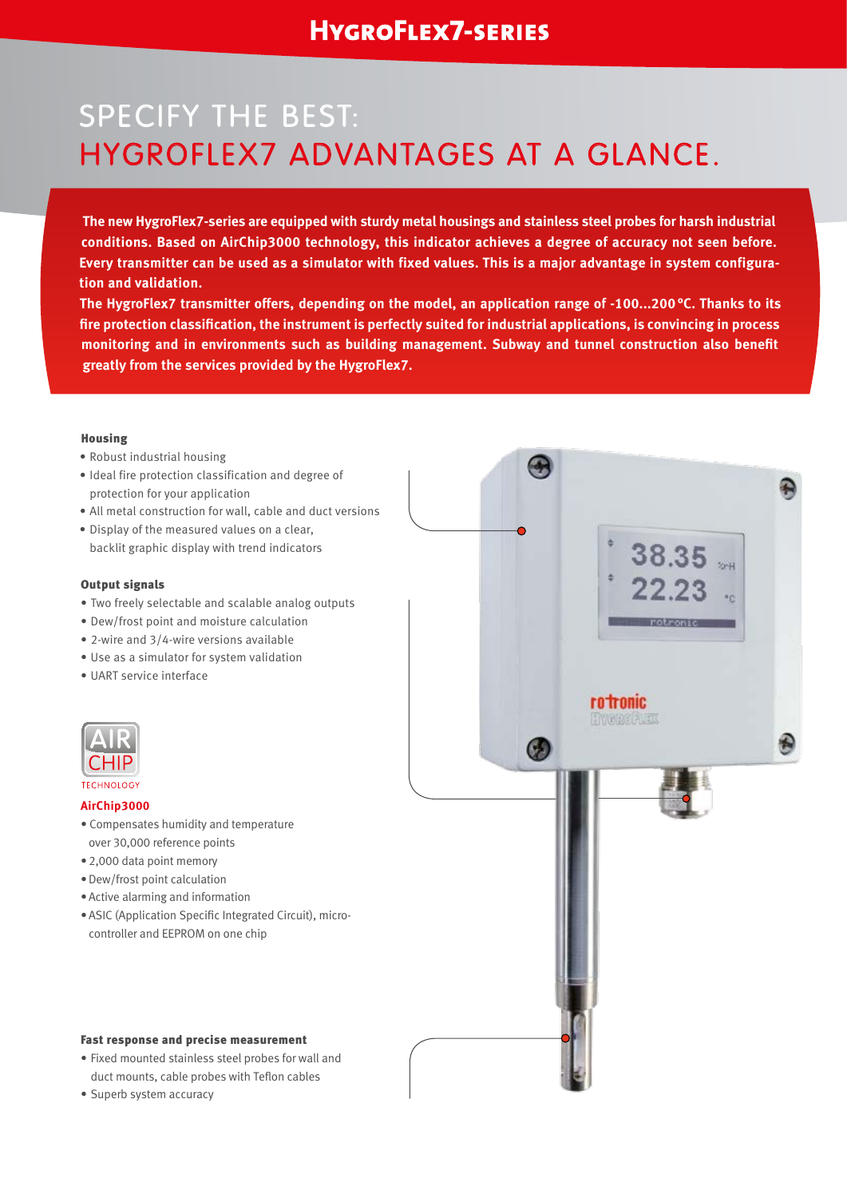# SPECIFY THE BEST:
# HYGROFLEX7 ADVANTAGES AT A GLANCE.

**The new HygroFlex7-series are equipped with sturdy metal housings and stainless steel probes for harsh industrial conditions. Based on AirChip3000 technology, this indicator achieves a degree of accuracy not seen before. Every transmitter can be used as a simulator with fixed values. This is a major advantage in system configuration and validation.**

**The HygroFlex7 transmitter offers, depending on the model, an application range of -100...200 °C. Thanks to its fire protection classification, the instrument is perfectly suited for industrial applications, is convincing in process monitoring and in environments such as building management. Subway and tunnel construction also benefit greatly from the services provided by the HygroFlex7.**

### Housing

- Robust industrial housing
- Ideal fire protection classification and degree of protection for your application
- All metal construction for wall, cable and duct versions
- Display of the measured values on a clear, backlit graphic display with trend indicators

### Output signals

- Two freely selectable and scalable analog outputs
- Dew/frost point and moisture calculation
- 2-wire and 3/4-wire versions available
- Use as a simulator for system validation
- UART service interface

AIR CHIP TECHNOLOGY

### AirChip3000

- Compensates humidity and temperature over 30,000 reference points
- 2,000 data point memory
- Dew/frost point calculation
- Active alarming and information
- ASIC (Application Specific Integrated Circuit), microcontroller and EEPROM on one chip

### Fast response and precise measurement

- Fixed mounted stainless steel probes for wall and duct mounts, cable probes with Teflon cables
- Superb system accuracy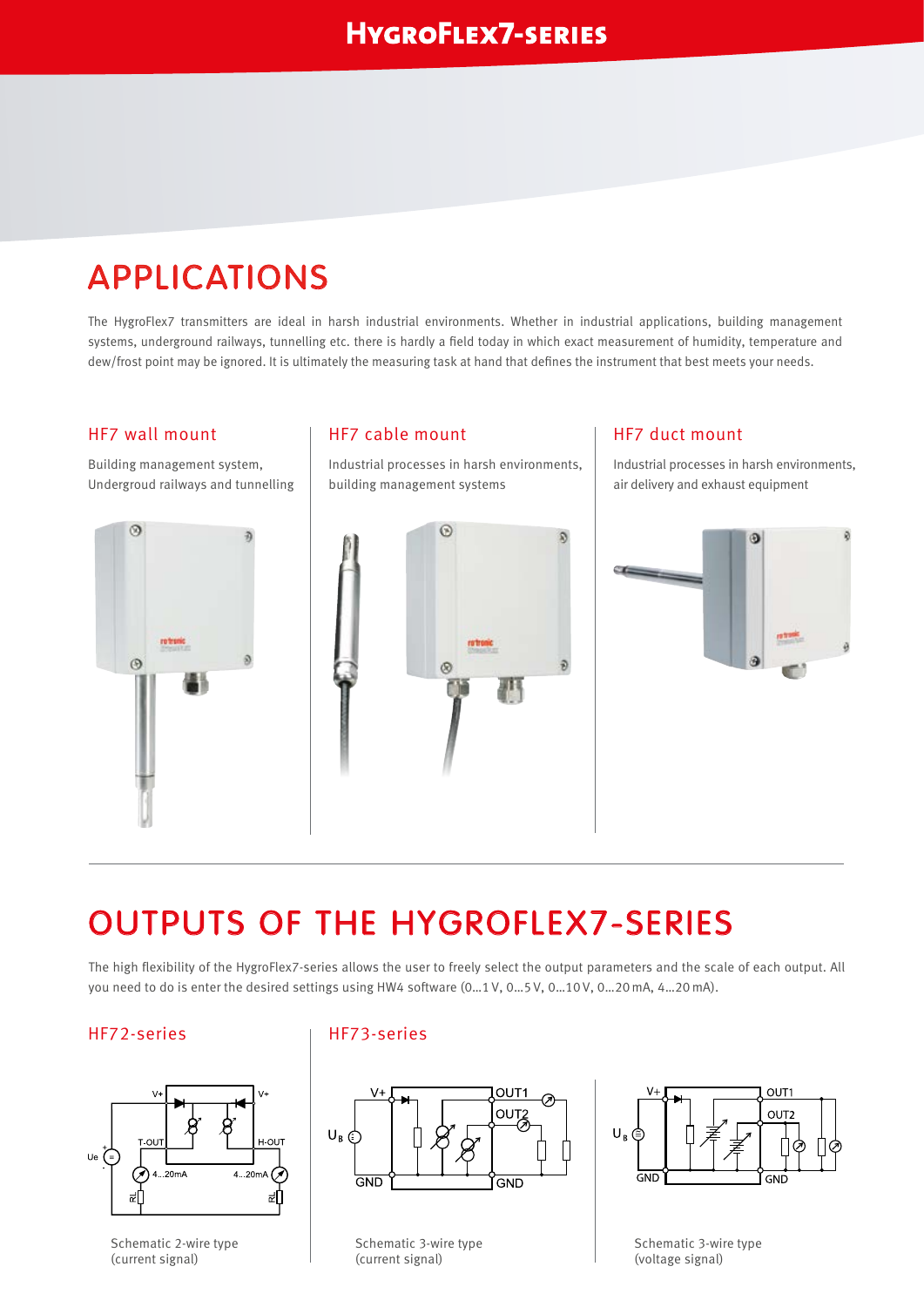# APPLICATIONS

The HygroFlex7 transmitters are ideal in harsh industrial environments. Whether in industrial applications, building management systems, underground railways, tunnelling etc. there is hardly a field today in which exact measurement of humidity, temperature and dew/frost point may be ignored. It is ultimately the measuring task at hand that defines the instrument that best meets your needs.

### HF7 wall mount

Building management system, Undergroud railways and tunnelling

### HF7 cable mount

Industrial processes in harsh environments, building management systems

### HF7 duct mount

Industrial processes in harsh environments, air delivery and exhaust equipment

# OUTPUTS OF THE HYGROFLEX7-SERIES

The high flexibility of the HygroFlex7-series allows the user to freely select the output parameters and the scale of each output. All you need to do is enter the desired settings using HW4 software (0…1 V, 0…5 V, 0…10 V, 0…20 mA, 4…20 mA).

### HF72-series

V+
V+
T-OUT
H-OUT
Ue
4...20mA
4...20mA
RL
RL

Schematic 2-wire type (current signal)

### HF73-series

V+
OUT1
OUT2
$U_B$
GND
GND

Schematic 3-wire type (current signal)

V+
OUT1
OUT2
$U_B$
GND
GND

Schematic 3-wire type (voltage signal)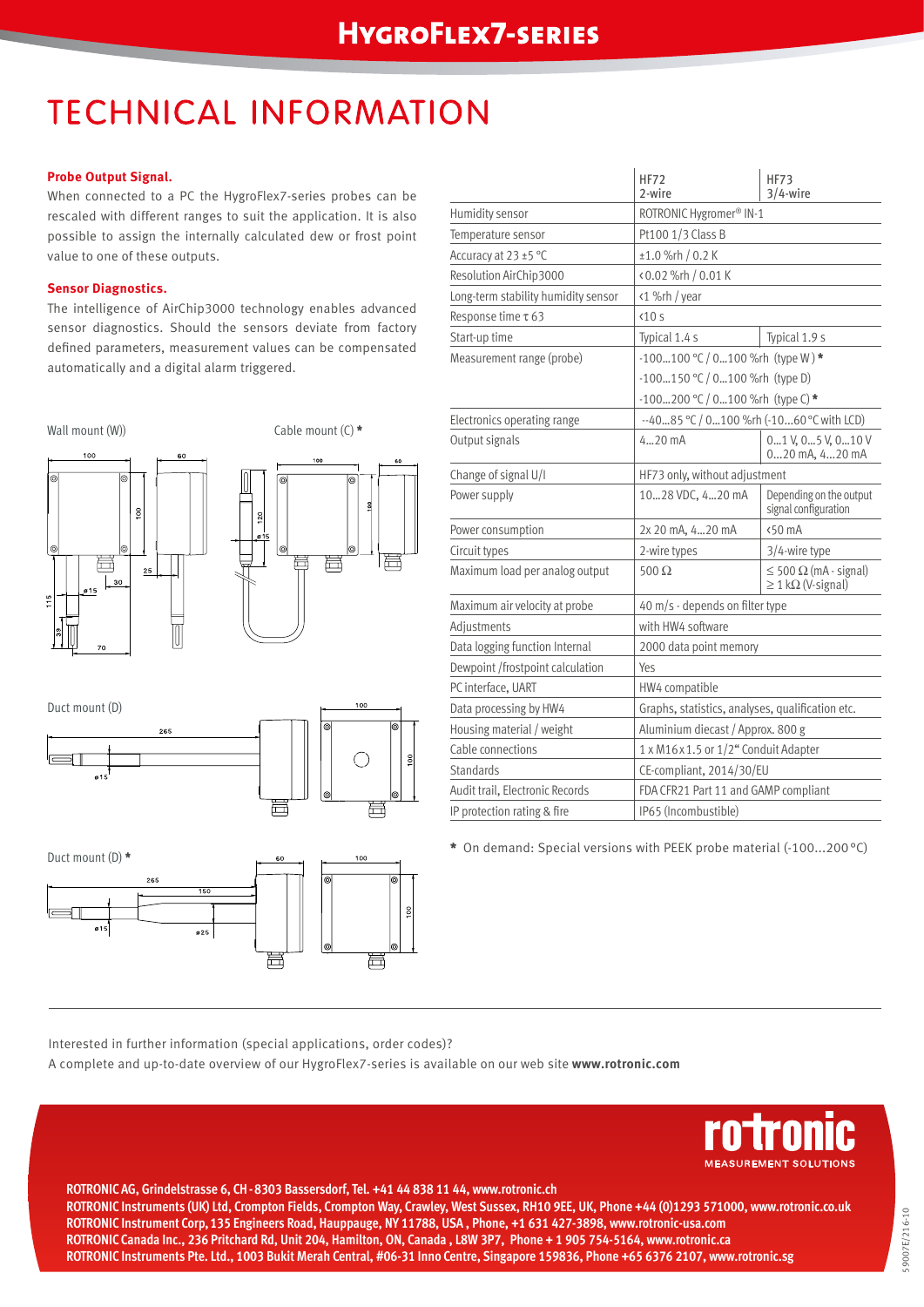# TECHNICAL INFORMATION

**Probe Output Signal.**

When connected to a PC the HygroFlex7-series probes can be rescaled with different ranges to suit the application. It is also possible to assign the internally calculated dew or frost point value to one of these outputs.

**Sensor Diagnostics.**

The intelligence of AirChip3000 technology enables advanced sensor diagnostics. Should the sensors deviate from factory defined parameters, measurement values can be compensated automatically and a digital alarm triggered.

Wall mount (W))

Cable mount (C) *

100
60
100
115
39
30
25
ø15
70
100
60
120
100
ø15

Duct mount (D)

265
100
ø15
100

Duct mount (D) *

265
150
60
100
ø15
ø25
100

| | HF72<br>2-wire | HF73<br>3/4-wire |
|---|---|---|
| Humidity sensor | ROTRONIC Hygromer® IN-1 | |
| Temperature sensor | Pt100 1/3 Class B | |
| Accuracy at 23 ±5 °C | ±1.0 %rh / 0.2 K | |
| Resolution AirChip3000 | <0.02 %rh / 0.01 K | |
| Long-term stability humidity sensor | <1 %rh / year | |
| Response time τ 63 | <10 s | |
| Start-up time | Typical 1.4 s | Typical 1.9 s |
| Measurement range (probe) | -100…100 °C / 0…100 %rh (type W) * | |
| | -100…150 °C / 0…100 %rh (type D) | |
| | -100…200 °C / 0…100 %rh (type C) * | |
| Electronics operating range | --40…85 °C / 0…100 %rh (-10…60 °C with LCD) | |
| Output signals | 4…20 mA | 0…1 V, 0…5 V, 0…10 V<br>0…20 mA, 4…20 mA |
| Change of signal U/I | HF73 only, without adjustment | |
| Power supply | 10…28 VDC, 4…20 mA | Depending on the output signal configuration |
| Power consumption | 2x 20 mA, 4…20 mA | <50 mA |
| Circuit types | 2-wire types | 3/4-wire type |
| Maximum load per analog output | 500 Ω | ≤ 500 Ω (mA - signal)<br>≥ 1 kΩ (V-signal) |
| Maximum air velocity at probe | 40 m/s - depends on filter type | |
| Adjustments | with HW4 software | |
| Data logging function Internal | 2000 data point memory | |
| Dewpoint /frostpoint calculation | Yes | |
| PC interface, UART | HW4 compatible | |
| Data processing by HW4 | Graphs, statistics, analyses, qualification etc. | |
| Housing material / weight | Aluminium diecast / Approx. 800 g | |
| Cable connections | 1 x M16x1.5 or 1/2" Conduit Adapter | |
| Standards | CE-compliant, 2014/30/EU | |
| Audit trail, Electronic Records | FDA CFR21 Part 11 and GAMP compliant | |
| IP protection rating & fire | IP65 (Incombustible) | |

* On demand: Special versions with PEEK probe material (-100…200 °C)

Interested in further information (special applications, order codes)?
A complete and up-to-date overview of our HygroFlex7-series is available on our web site **www.rotronic.com**

rotronic
MEASUREMENT SOLUTIONS

**ROTRONIC AG, Grindelstrasse 6, CH-8303 Bassersdorf, Tel. +41 44 838 11 44, www.rotronic.ch**
**ROTRONIC Instruments (UK) Ltd, Crompton Fields, Crompton Way, Crawley, West Sussex, RH10 9EE, UK, Phone +44 (0)1293 571000, www.rotronic.co.uk**
**ROTRONIC Instrument Corp, 135 Engineers Road, Hauppauge, NY 11788, USA, Phone, +1 631 427-3898, www.rotronic-usa.com**
**ROTRONIC Canada Inc., 236 Pritchard Rd, Unit 204, Hamilton, ON, Canada, L8W 3P7, Phone + 1 905 754-5164, www.rotronic.ca**
**ROTRONIC Instruments Pte. Ltd., 1003 Bukit Merah Central, #06-31 Inno Centre, Singapore 159836, Phone +65 6376 2107, www.rotronic.sg**

59007E/216-10